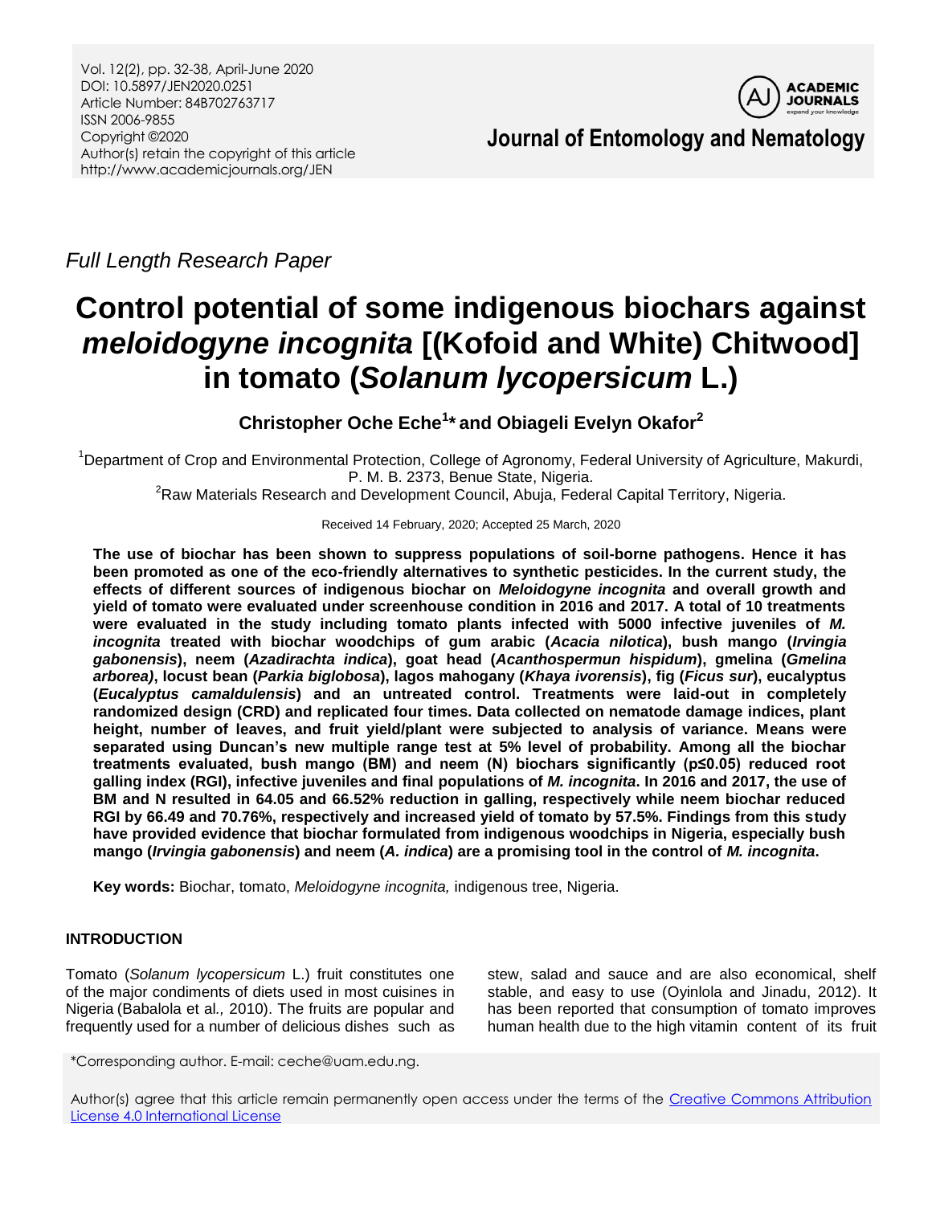*Full Length Research Paper*

# Control potential of some indigenous biochars against *meloidogyne incognita* [(Kofoid and White) Chitwood] in tomato (*Solanum lycopersicum* L.)

**Christopher Oche Eche[1]\* and Obiageli Evelyn Okafor[2]**

[1]Department of Crop and Environmental Protection, College of Agronomy, Federal University of Agriculture, Makurdi, P. M. B. 2373, Benue State, Nigeria.

[2]Raw Materials Research and Development Council, Abuja, Federal Capital Territory, Nigeria.

Received 14 February, 2020; Accepted 25 March, 2020

**The use of biochar has been shown to suppress populations of soil-borne pathogens. Hence it has been promoted as one of the eco-friendly alternatives to synthetic pesticides. In the current study, the effects of different sources of indigenous biochar on *Meloidogyne incognita* and overall growth and yield of tomato were evaluated under screenhouse condition in 2016 and 2017. A total of 10 treatments were evaluated in the study including tomato plants infected with 5000 infective juveniles of *M. incognita* treated with biochar woodchips of gum arabic (*Acacia nilotica*), bush mango (*Irvingia gabonensis*), neem (*Azadirachta indica*), goat head (*Acanthospermun hispidum*), gmelina (*Gmelina arborea)*, locust bean (*Parkia biglobosa*), lagos mahogany (*Khaya ivorensis*), fig (*Ficus sur*), eucalyptus (*Eucalyptus camaldulensis*) and an untreated control. Treatments were laid-out in completely randomized design (CRD) and replicated four times. Data collected on nematode damage indices, plant height, number of leaves, and fruit yield/plant were subjected to analysis of variance. Means were separated using Duncan's new multiple range test at 5% level of probability. Among all the biochar treatments evaluated, bush mango (BM) and neem (N) biochars significantly ($p \leq 0.05$) reduced root galling index (RGI), infective juveniles and final populations of *M. incognita*. In 2016 and 2017, the use of BM and N resulted in 64.05 and 66.52% reduction in galling, respectively while neem biochar reduced RGI by 66.49 and 70.76%, respectively and increased yield of tomato by 57.5%. Findings from this study have provided evidence that biochar formulated from indigenous woodchips in Nigeria, especially bush mango (*Irvingia gabonensis*) and neem (*A. indica*) are a promising tool in the control of *M. incognita*.**

**Key words:** Biochar, tomato, *Meloidogyne incognita,* indigenous tree, Nigeria.

## INTRODUCTION

Tomato (*Solanum lycopersicum* L.) fruit constitutes one of the major condiments of diets used in most cuisines in Nigeria (Babalola et al*.,* 2010). The fruits are popular and frequently used for a number of delicious dishes such as stew, salad and sauce and are also economical, shelf stable, and easy to use (Oyinlola and Jinadu, 2012). It has been reported that consumption of tomato improves human health due to the high vitamin content of its fruit

\*Corresponding author. E-mail: ceche@uam.edu.ng.

Author(s) agree that this article remain permanently open access under the terms of the Creative Commons Attribution License 4.0 International License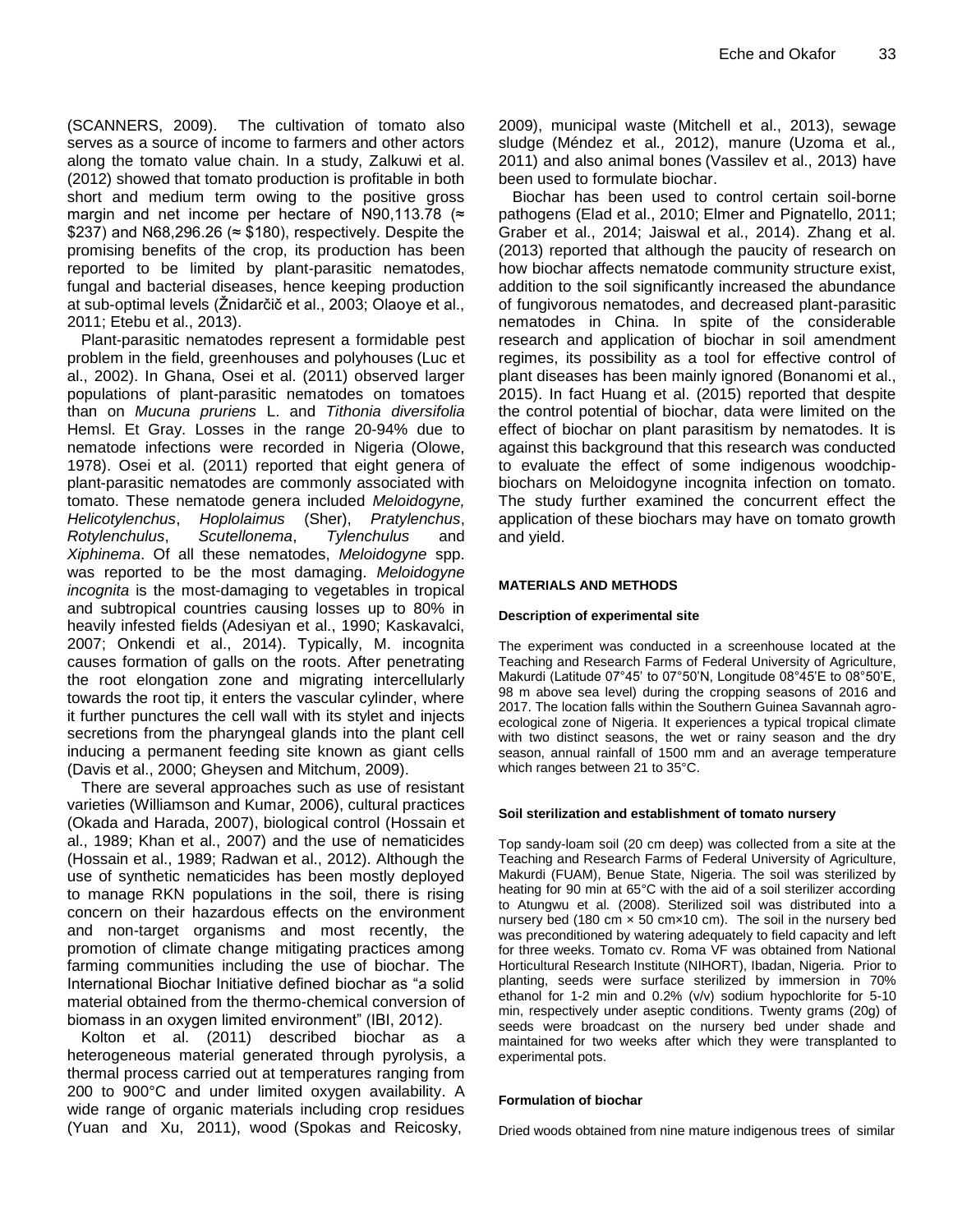(SCANNERS, 2009). The cultivation of tomato also serves as a source of income to farmers and other actors along the tomato value chain. In a study, Zalkuwi et al. (2012) showed that tomato production is profitable in both short and medium term owing to the positive gross margin and net income per hectare of N90,113.78 (≈ \$237) and N68,296.26 (≈ \$180), respectively. Despite the promising benefits of the crop, its production has been reported to be limited by plant-parasitic nematodes, fungal and bacterial diseases, hence keeping production at sub-optimal levels (Žnidarčič et al., 2003; Olaoye et al., 2011; Etebu et al., 2013).

Plant-parasitic nematodes represent a formidable pest problem in the field, greenhouses and polyhouses (Luc et al., 2002). In Ghana, Osei et al. (2011) observed larger populations of plant-parasitic nematodes on tomatoes than on *Mucuna pruriens* L. and *Tithonia diversifolia* Hemsl. Et Gray. Losses in the range 20-94% due to nematode infections were recorded in Nigeria (Olowe, 1978). Osei et al. (2011) reported that eight genera of plant-parasitic nematodes are commonly associated with tomato. These nematode genera included *Meloidogyne, Helicotylenchus*, *Hoplolaimus* (Sher), *Pratylenchus*, *Rotylenchulus*, *Scutellonema*, *Tylenchulus* and *Xiphinema*. Of all these nematodes, *Meloidogyne* spp. was reported to be the most damaging. *Meloidogyne incognita* is the most-damaging to vegetables in tropical and subtropical countries causing losses up to 80% in heavily infested fields (Adesiyan et al., 1990; Kaskavalci, 2007; Onkendi et al., 2014). Typically, M. incognita causes formation of galls on the roots. After penetrating the root elongation zone and migrating intercellularly towards the root tip, it enters the vascular cylinder, where it further punctures the cell wall with its stylet and injects secretions from the pharyngeal glands into the plant cell inducing a permanent feeding site known as giant cells (Davis et al., 2000; Gheysen and Mitchum, 2009).

There are several approaches such as use of resistant varieties (Williamson and Kumar, 2006), cultural practices (Okada and Harada, 2007), biological control (Hossain et al., 1989; Khan et al., 2007) and the use of nematicides (Hossain et al., 1989; Radwan et al., 2012). Although the use of synthetic nematicides has been mostly deployed to manage RKN populations in the soil, there is rising concern on their hazardous effects on the environment and non-target organisms and most recently, the promotion of climate change mitigating practices among farming communities including the use of biochar. The International Biochar Initiative defined biochar as "a solid material obtained from the thermo-chemical conversion of biomass in an oxygen limited environment" (IBI, 2012).

Kolton et al. (2011) described biochar as a heterogeneous material generated through pyrolysis, a thermal process carried out at temperatures ranging from 200 to 900°C and under limited oxygen availability. A wide range of organic materials including crop residues (Yuan and Xu, 2011), wood (Spokas and Reicosky, 2009), municipal waste (Mitchell et al., 2013), sewage sludge (Méndez et al*.,* 2012), manure (Uzoma et al*.,* 2011) and also animal bones (Vassilev et al., 2013) have been used to formulate biochar.

Biochar has been used to control certain soil-borne pathogens (Elad et al., 2010; Elmer and Pignatello, 2011; Graber et al., 2014; Jaiswal et al., 2014). Zhang et al. (2013) reported that although the paucity of research on how biochar affects nematode community structure exist, addition to the soil significantly increased the abundance of fungivorous nematodes, and decreased plant-parasitic nematodes in China. In spite of the considerable research and application of biochar in soil amendment regimes, its possibility as a tool for effective control of plant diseases has been mainly ignored (Bonanomi et al., 2015). In fact Huang et al. (2015) reported that despite the control potential of biochar, data were limited on the effect of biochar on plant parasitism by nematodes. It is against this background that this research was conducted to evaluate the effect of some indigenous woodchip-biochars on Meloidogyne incognita infection on tomato. The study further examined the concurrent effect the application of these biochars may have on tomato growth and yield.

## MATERIALS AND METHODS

### Description of experimental site

The experiment was conducted in a screenhouse located at the Teaching and Research Farms of Federal University of Agriculture, Makurdi (Latitude 07°45' to 07°50'N, Longitude 08°45'E to 08°50'E, 98 m above sea level) during the cropping seasons of 2016 and 2017. The location falls within the Southern Guinea Savannah agro-ecological zone of Nigeria. It experiences a typical tropical climate with two distinct seasons, the wet or rainy season and the dry season, annual rainfall of 1500 mm and an average temperature which ranges between 21 to 35°C.

### Soil sterilization and establishment of tomato nursery

Top sandy-loam soil (20 cm deep) was collected from a site at the Teaching and Research Farms of Federal University of Agriculture, Makurdi (FUAM), Benue State, Nigeria. The soil was sterilized by heating for 90 min at 65°C with the aid of a soil sterilizer according to Atungwu et al*.* (2008). Sterilized soil was distributed into a nursery bed (180 cm × 50 cm×10 cm). The soil in the nursery bed was preconditioned by watering adequately to field capacity and left for three weeks. Tomato cv. Roma VF was obtained from National Horticultural Research Institute (NIHORT), Ibadan, Nigeria. Prior to planting, seeds were surface sterilized by immersion in 70% ethanol for 1-2 min and 0.2% (v/v) sodium hypochlorite for 5-10 min, respectively under aseptic conditions. Twenty grams (20g) of seeds were broadcast on the nursery bed under shade and maintained for two weeks after which they were transplanted to experimental pots.

### Formulation of biochar

Dried woods obtained from nine mature indigenous trees of similar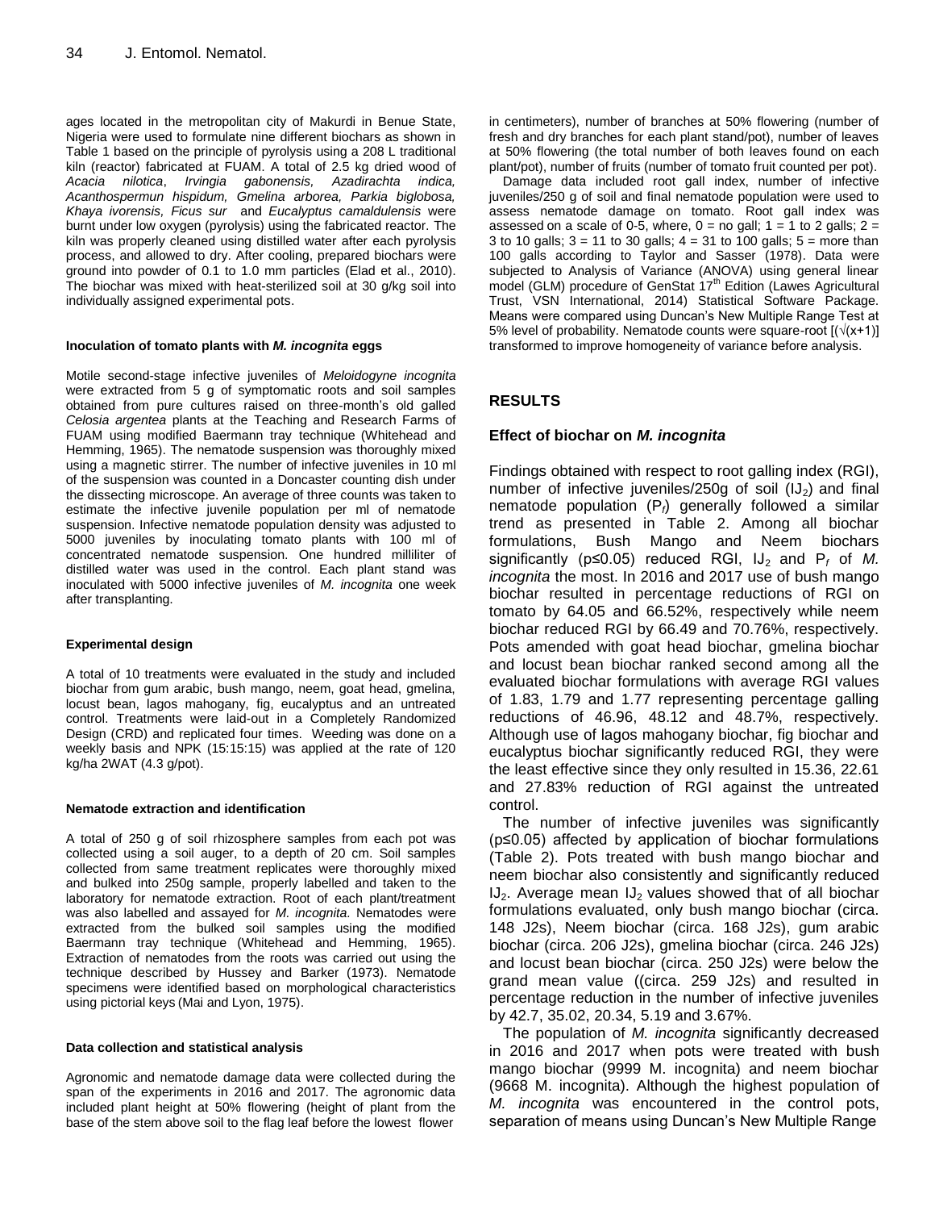ages located in the metropolitan city of Makurdi in Benue State, Nigeria were used to formulate nine different biochars as shown in Table 1 based on the principle of pyrolysis using a 208 L traditional kiln (reactor) fabricated at FUAM. A total of 2.5 kg dried wood of *Acacia nilotica*, *Irvingia gabonensis, Azadirachta indica, Acanthospermun hispidum, Gmelina arborea, Parkia biglobosa, Khaya ivorensis, Ficus sur* and *Eucalyptus camaldulensis* were burnt under low oxygen (pyrolysis) using the fabricated reactor. The kiln was properly cleaned using distilled water after each pyrolysis process, and allowed to dry. After cooling, prepared biochars were ground into powder of 0.1 to 1.0 mm particles (Elad et al., 2010). The biochar was mixed with heat-sterilized soil at 30 g/kg soil into individually assigned experimental pots.

#### Inoculation of tomato plants with *M. incognita* eggs

Motile second-stage infective juveniles of *Meloidogyne incognita* were extracted from 5 g of symptomatic roots and soil samples obtained from pure cultures raised on three-month's old galled *Celosia argentea* plants at the Teaching and Research Farms of FUAM using modified Baermann tray technique (Whitehead and Hemming, 1965). The nematode suspension was thoroughly mixed using a magnetic stirrer. The number of infective juveniles in 10 ml of the suspension was counted in a Doncaster counting dish under the dissecting microscope. An average of three counts was taken to estimate the infective juvenile population per ml of nematode suspension. Infective nematode population density was adjusted to 5000 juveniles by inoculating tomato plants with 100 ml of concentrated nematode suspension. One hundred milliliter of distilled water was used in the control. Each plant stand was inoculated with 5000 infective juveniles of *M. incognita* one week after transplanting.

#### Experimental design

A total of 10 treatments were evaluated in the study and included biochar from gum arabic, bush mango, neem, goat head, gmelina, locust bean, lagos mahogany, fig, eucalyptus and an untreated control. Treatments were laid-out in a Completely Randomized Design (CRD) and replicated four times. Weeding was done on a weekly basis and NPK (15:15:15) was applied at the rate of 120 kg/ha 2WAT (4.3 g/pot).

#### Nematode extraction and identification

A total of 250 g of soil rhizosphere samples from each pot was collected using a soil auger, to a depth of 20 cm. Soil samples collected from same treatment replicates were thoroughly mixed and bulked into 250g sample, properly labelled and taken to the laboratory for nematode extraction. Root of each plant/treatment was also labelled and assayed for *M. incognita*. Nematodes were extracted from the bulked soil samples using the modified Baermann tray technique (Whitehead and Hemming, 1965). Extraction of nematodes from the roots was carried out using the technique described by Hussey and Barker (1973). Nematode specimens were identified based on morphological characteristics using pictorial keys (Mai and Lyon, 1975).

#### Data collection and statistical analysis

Agronomic and nematode damage data were collected during the span of the experiments in 2016 and 2017. The agronomic data included plant height at 50% flowering (height of plant from the base of the stem above soil to the flag leaf before the lowest flower in centimeters), number of branches at 50% flowering (number of fresh and dry branches for each plant stand/pot), number of leaves at 50% flowering (the total number of both leaves found on each plant/pot), number of fruits (number of tomato fruit counted per pot).

Damage data included root gall index, number of infective juveniles/250 g of soil and final nematode population were used to assess nematode damage on tomato. Root gall index was assessed on a scale of 0-5, where, 0 = no gall; 1 = 1 to 2 galls; 2 = 3 to 10 galls; 3 = 11 to 30 galls; 4 = 31 to 100 galls; 5 = more than 100 galls according to Taylor and Sasser (1978). Data were subjected to Analysis of Variance (ANOVA) using general linear model (GLM) procedure of GenStat 17[th] Edition (Lawes Agricultural Trust, VSN International, 2014) Statistical Software Package. Means were compared using Duncan's New Multiple Range Test at 5% level of probability. Nematode counts were square-root [$(\sqrt{(x+1)}$] transformed to improve homogeneity of variance before analysis.

## RESULTS

### Effect of biochar on *M. incognita*

Findings obtained with respect to root galling index (RGI), number of infective juveniles/250g of soil ($IJ_2$) and final nematode population ($P_f$) generally followed a similar trend as presented in Table 2. Among all biochar formulations, Bush Mango and Neem biochars significantly ($p \leq 0.05$) reduced RGI, $IJ_2$ and $P_f$ of *M. incognita* the most. In 2016 and 2017 use of bush mango biochar resulted in percentage reductions of RGI on tomato by 64.05 and 66.52%, respectively while neem biochar reduced RGI by 66.49 and 70.76%, respectively. Pots amended with goat head biochar, gmelina biochar and locust bean biochar ranked second among all the evaluated biochar formulations with average RGI values of 1.83, 1.79 and 1.77 representing percentage galling reductions of 46.96, 48.12 and 48.7%, respectively. Although use of lagos mahogany biochar, fig biochar and eucalyptus biochar significantly reduced RGI, they were the least effective since they only resulted in 15.36, 22.61 and 27.83% reduction of RGI against the untreated control.

The number of infective juveniles was significantly ($p \leq 0.05$) affected by application of biochar formulations (Table 2). Pots treated with bush mango biochar and neem biochar also consistently and significantly reduced $IJ_2$. Average mean $IJ_2$ values showed that of all biochar formulations evaluated, only bush mango biochar (circa. 148 J2s), Neem biochar (circa. 168 J2s), gum arabic biochar (circa. 206 J2s), gmelina biochar (circa. 246 J2s) and locust bean biochar (circa. 250 J2s) were below the grand mean value ((circa. 259 J2s) and resulted in percentage reduction in the number of infective juveniles by 42.7, 35.02, 20.34, 5.19 and 3.67%.

The population of *M. incognita* significantly decreased in 2016 and 2017 when pots were treated with bush mango biochar (9999 M. incognita) and neem biochar (9668 M. incognita). Although the highest population of *M. incognita* was encountered in the control pots, separation of means using Duncan's New Multiple Range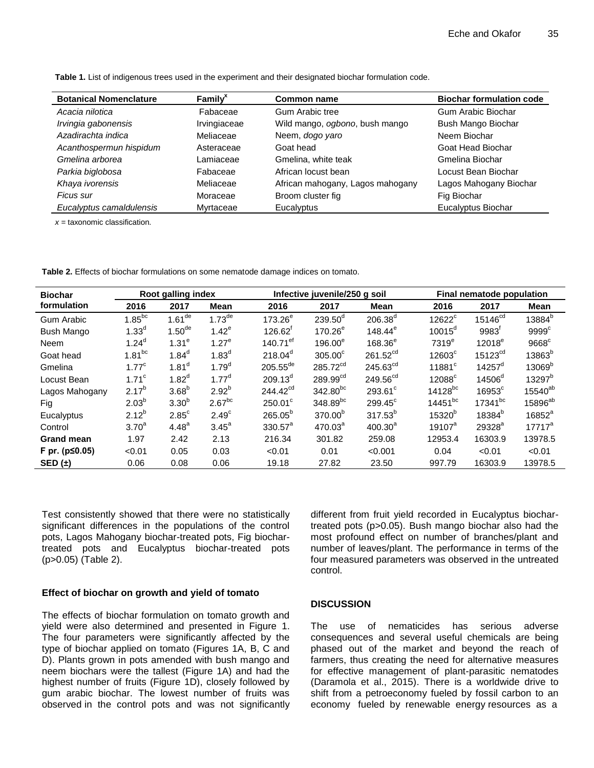**Table 1.** List of indigenous trees used in the experiment and their designated biochar formulation code.

| Botanical Nomenclature | Family[x] | Common name | Biochar formulation code |
|---|---|---|---|
| *Acacia nilotica* | Fabaceae | Gum Arabic tree | Gum Arabic Biochar |
| *Irvingia gabonensis* | Irvingiaceae | Wild mango, *ogbono*, bush mango | Bush Mango Biochar |
| *Azadirachta indica* | Meliaceae | Neem, *dogo yaro* | Neem Biochar |
| *Acanthospermun hispidum* | Asteraceae | Goat head | Goat Head Biochar |
| *Gmelina arborea* | Lamiaceae | Gmelina, white teak | Gmelina Biochar |
| *Parkia biglobosa* | Fabaceae | African locust bean | Locust Bean Biochar |
| *Khaya ivorensis* | Meliaceae | African mahogany, Lagos mahogany | Lagos Mahogany Biochar |
| *Ficus sur* | Moraceae | Broom cluster fig | Fig Biochar |
| *Eucalyptus camaldulensis* | Myrtaceae | Eucalyptus | Eucalyptus Biochar |

*x* = taxonomic classification.

**Table 2.** Effects of biochar formulations on some nematode damage indices on tomato.

| Biochar formulation | Root galling index | | | Infective juvenile/250 g soil | | | Final nematode population | | |
|---|---|---|---|---|---|---|---|---|---|
| | 2016 | 2017 | Mean | 2016 | 2017 | Mean | 2016 | 2017 | Mean |
| Gum Arabic | $1.85^{bc}$ | $1.61^{de}$ | $1.73^{de}$ | $173.26^{e}$ | $239.50^{d}$ | $206.38^{d}$ | $12622^{c}$ | $15146^{cd}$ | $13884^{b}$ |
| Bush Mango | $1.33^{d}$ | $1.50^{de}$ | $1.42^{e}$ | $126.62^{f}$ | $170.26^{e}$ | $148.44^{e}$ | $10015^{d}$ | $9983^{f}$ | $9999^{c}$ |
| Neem | $1.24^{d}$ | $1.31^{e}$ | $1.27^{e}$ | $140.71^{ef}$ | $196.00^{e}$ | $168.36^{e}$ | $7319^{e}$ | $12018^{e}$ | $9668^{c}$ |
| Goat head | $1.81^{bc}$ | $1.84^{d}$ | $1.83^{d}$ | $218.04^{d}$ | $305.00^{c}$ | $261.52^{cd}$ | $12603^{c}$ | $15123^{cd}$ | $13863^{b}$ |
| Gmelina | $1.77^{c}$ | $1.81^{d}$ | $1.79^{d}$ | $205.55^{de}$ | $285.72^{cd}$ | $245.63^{cd}$ | $11881^{c}$ | $14257^{d}$ | $13069^{b}$ |
| Locust Bean | $1.71^{c}$ | $1.82^{d}$ | $1.77^{d}$ | $209.13^{d}$ | $289.99^{cd}$ | $249.56^{cd}$ | $12088^{c}$ | $14506^{d}$ | $13297^{b}$ |
| Lagos Mahogany | $2.17^{b}$ | $3.68^{b}$ | $2.92^{b}$ | $244.42^{cd}$ | $342.80^{bc}$ | $293.61^{c}$ | $14128^{bc}$ | $16953^{c}$ | $15540^{ab}$ |
| Fig | $2.03^{b}$ | $3.30^{b}$ | $2.67^{bc}$ | $250.01^{c}$ | $348.89^{bc}$ | $299.45^{c}$ | $14451^{bc}$ | $17341^{bc}$ | $15896^{ab}$ |
| Eucalyptus | $2.12^{b}$ | $2.85^{c}$ | $2.49^{c}$ | $265.05^{b}$ | $370.00^{b}$ | $317.53^{b}$ | $15320^{b}$ | $18384^{b}$ | $16852^{a}$ |
| Control | $3.70^{a}$ | $4.48^{a}$ | $3.45^{a}$ | $330.57^{a}$ | $470.03^{a}$ | $400.30^{a}$ | $19107^{a}$ | $29328^{a}$ | $17717^{a}$ |
| **Grand mean** | 1.97 | 2.42 | 2.13 | 216.34 | 301.82 | 259.08 | 12953.4 | 16303.9 | 13978.5 |
| **F pr. ($p≤0.05$)** | <0.01 | 0.05 | 0.03 | <0.01 | 0.01 | <0.001 | 0.04 | <0.01 | <0.01 |
| **SED (±)** | 0.06 | 0.08 | 0.06 | 19.18 | 27.82 | 23.50 | 997.79 | 16303.9 | 13978.5 |

Test consistently showed that there were no statistically significant differences in the populations of the control pots, Lagos Mahogany biochar-treated pots, Fig biochar-treated pots and Eucalyptus biochar-treated pots ($p>0.05$) (Table 2).

### Effect of biochar on growth and yield of tomato

The effects of biochar formulation on tomato growth and yield were also determined and presented in Figure 1. The four parameters were significantly affected by the type of biochar applied on tomato (Figures 1A, B, C and D). Plants grown in pots amended with bush mango and neem biochars were the tallest (Figure 1A) and had the highest number of fruits (Figure 1D), closely followed by gum arabic biochar. The lowest number of fruits was observed in the control pots and was not significantly different from fruit yield recorded in Eucalyptus biochar-treated pots ($p>0.05$). Bush mango biochar also had the most profound effect on number of branches/plant and number of leaves/plant. The performance in terms of the four measured parameters was observed in the untreated control.

## DISCUSSION

The use of nematicides has serious adverse consequences and several useful chemicals are being phased out of the market and beyond the reach of farmers, thus creating the need for alternative measures for effective management of plant-parasitic nematodes (Daramola et al., 2015). There is a worldwide drive to shift from a petroeconomy fueled by fossil carbon to an economy fueled by renewable energy resources as a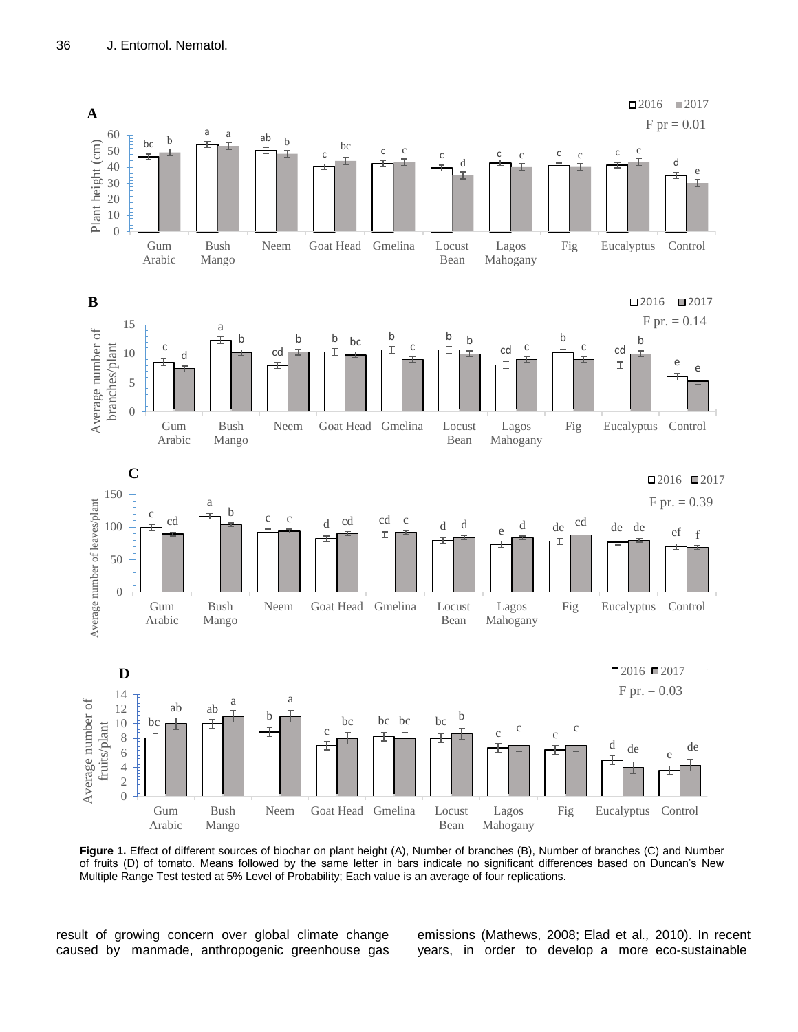**Figure 1.** Effect of different sources of biochar on plant height (A), Number of branches (B), Number of branches (C) and Number of fruits (D) of tomato. Means followed by the same letter in bars indicate no significant differences based on Duncan's New Multiple Range Test tested at 5% Level of Probability; Each value is an average of four replications.

result of growing concern over global climate change caused by manmade, anthropogenic greenhouse gas emissions (Mathews, 2008; Elad et al., 2010). In recent years, in order to develop a more eco-sustainable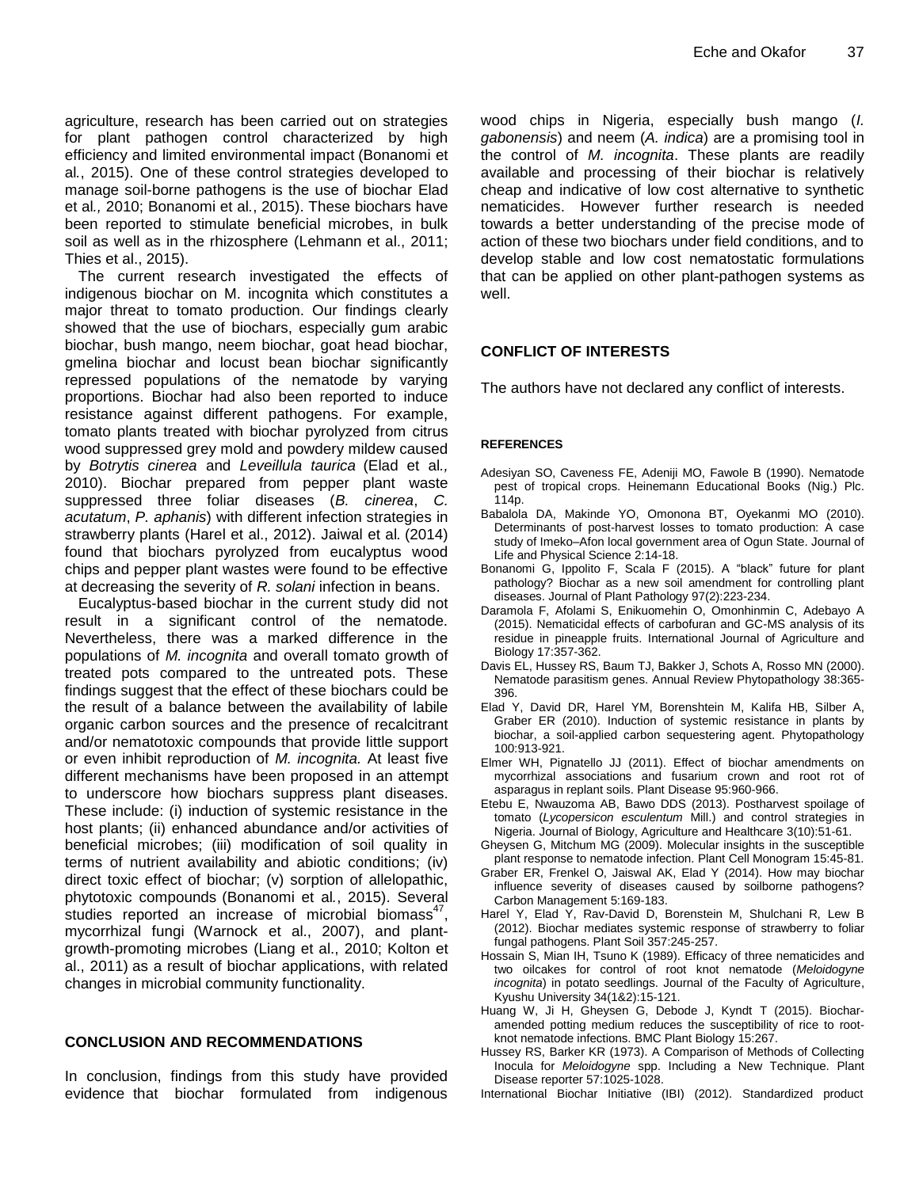agriculture, research has been carried out on strategies for plant pathogen control characterized by high efficiency and limited environmental impact (Bonanomi et al., 2015). One of these control strategies developed to manage soil-borne pathogens is the use of biochar Elad et al*.,* 2010; Bonanomi et al*.*, 2015). These biochars have been reported to stimulate beneficial microbes, in bulk soil as well as in the rhizosphere (Lehmann et al., 2011; Thies et al., 2015).

The current research investigated the effects of indigenous biochar on M. incognita which constitutes a major threat to tomato production. Our findings clearly showed that the use of biochars, especially gum arabic biochar, bush mango, neem biochar, goat head biochar, gmelina biochar and locust bean biochar significantly repressed populations of the nematode by varying proportions. Biochar had also been reported to induce resistance against different pathogens. For example, tomato plants treated with biochar pyrolyzed from citrus wood suppressed grey mold and powdery mildew caused by *Botrytis cinerea* and *Leveillula taurica* (Elad et al*.,* 2010). Biochar prepared from pepper plant waste suppressed three foliar diseases (*B. cinerea*, *C. acutatum*, *P. aphanis*) with different infection strategies in strawberry plants (Harel et al., 2012). Jaiwal et al*.* (2014) found that biochars pyrolyzed from eucalyptus wood chips and pepper plant wastes were found to be effective at decreasing the severity of *R. solani* infection in beans.

Eucalyptus-based biochar in the current study did not result in a significant control of the nematode. Nevertheless, there was a marked difference in the populations of *M. incognita* and overall tomato growth of treated pots compared to the untreated pots. These findings suggest that the effect of these biochars could be the result of a balance between the availability of labile organic carbon sources and the presence of recalcitrant and/or nematotoxic compounds that provide little support or even inhibit reproduction of *M. incognita.* At least five different mechanisms have been proposed in an attempt to underscore how biochars suppress plant diseases. These include: (i) induction of systemic resistance in the host plants; (ii) enhanced abundance and/or activities of beneficial microbes; (iii) modification of soil quality in terms of nutrient availability and abiotic conditions; (iv) direct toxic effect of biochar; (v) sorption of allelopathic, phytotoxic compounds (Bonanomi et al*.*, 2015). Several studies reported an increase of microbial biomass[47], mycorrhizal fungi (Warnock et al., 2007), and plant-growth-promoting microbes (Liang et al., 2010; Kolton et al., 2011) as a result of biochar applications, with related changes in microbial community functionality.

## CONCLUSION AND RECOMMENDATIONS

In conclusion, findings from this study have provided evidence that biochar formulated from indigenous wood chips in Nigeria, especially bush mango (*I. gabonensis*) and neem (*A. indica*) are a promising tool in the control of *M. incognita*. These plants are readily available and processing of their biochar is relatively cheap and indicative of low cost alternative to synthetic nematicides. However further research is needed towards a better understanding of the precise mode of action of these two biochars under field conditions, and to develop stable and low cost nematostatic formulations that can be applied on other plant-pathogen systems as well.

## CONFLICT OF INTERESTS

The authors have not declared any conflict of interests.

### REFERENCES

Adesiyan SO, Caveness FE, Adeniji MO, Fawole B (1990). Nematode pest of tropical crops. Heinemann Educational Books (Nig.) Plc. 114p.

Babalola DA, Makinde YO, Omonona BT, Oyekanmi MO (2010). Determinants of post-harvest losses to tomato production: A case study of Imeko–Afon local government area of Ogun State. Journal of Life and Physical Science 2:14-18.

Bonanomi G, Ippolito F, Scala F (2015). A "black" future for plant pathology? Biochar as a new soil amendment for controlling plant diseases. Journal of Plant Pathology 97(2):223-234.

Daramola F, Afolami S, Enikuomehin O, Omonhinmin C, Adebayo A (2015). Nematicidal effects of carbofuran and GC-MS analysis of its residue in pineapple fruits. International Journal of Agriculture and Biology 17:357-362.

Davis EL, Hussey RS, Baum TJ, Bakker J, Schots A, Rosso MN (2000). Nematode parasitism genes. Annual Review Phytopathology 38:365-396.

Elad Y, David DR, Harel YM, Borenshtein M, Kalifa HB, Silber A, Graber ER (2010). Induction of systemic resistance in plants by biochar, a soil-applied carbon sequestering agent. Phytopathology 100:913-921.

Elmer WH, Pignatello JJ (2011). Effect of biochar amendments on mycorrhizal associations and fusarium crown and root rot of asparagus in replant soils. Plant Disease 95:960-966.

Etebu E, Nwauzoma AB, Bawo DDS (2013). Postharvest spoilage of tomato (*Lycopersicon esculentum* Mill.) and control strategies in Nigeria. Journal of Biology, Agriculture and Healthcare 3(10):51-61.

Gheysen G, Mitchum MG (2009). Molecular insights in the susceptible plant response to nematode infection. Plant Cell Monogram 15:45-81.

Graber ER, Frenkel O, Jaiswal AK, Elad Y (2014). How may biochar influence severity of diseases caused by soilborne pathogens? Carbon Management 5:169-183.

Harel Y, Elad Y, Rav-David D, Borenstein M, Shulchani R, Lew B (2012). Biochar mediates systemic response of strawberry to foliar fungal pathogens. Plant Soil 357:245-257.

Hossain S, Mian IH, Tsuno K (1989). Efficacy of three nematicides and two oilcakes for control of root knot nematode (*Meloidogyne incognita*) in potato seedlings. Journal of the Faculty of Agriculture, Kyushu University 34(1&2):15-121.

Huang W, Ji H, Gheysen G, Debode J, Kyndt T (2015). Biochar-amended potting medium reduces the susceptibility of rice to root-knot nematode infections. BMC Plant Biology 15:267.

Hussey RS, Barker KR (1973). A Comparison of Methods of Collecting Inocula for *Meloidogyne* spp. Including a New Technique. Plant Disease reporter 57:1025-1028.

International Biochar Initiative (IBI) (2012). Standardized product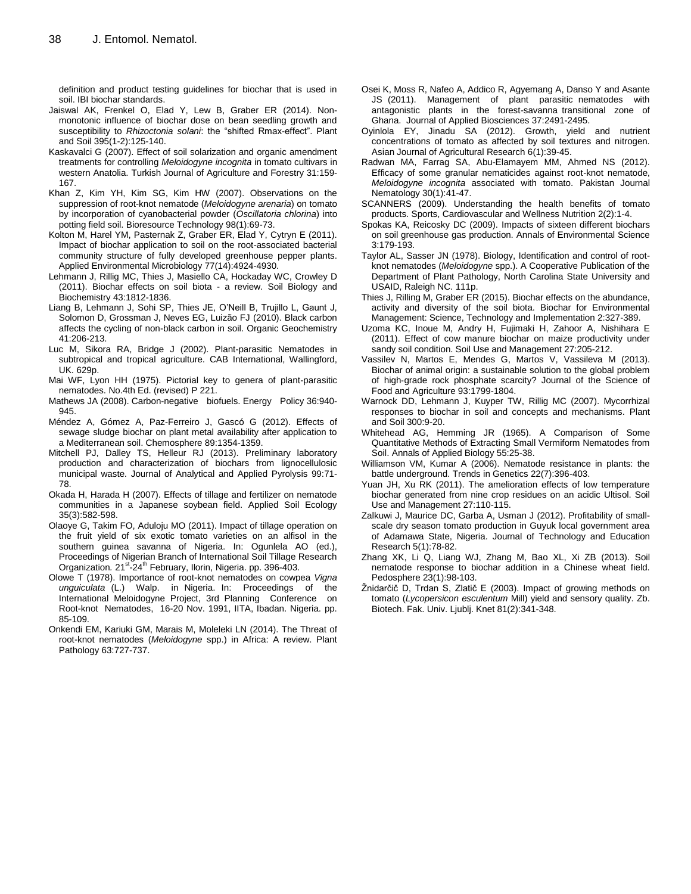definition and product testing guidelines for biochar that is used in soil. IBI biochar standards.

Jaiswal AK, Frenkel O, Elad Y, Lew B, Graber ER (2014). Non-monotonic influence of biochar dose on bean seedling growth and susceptibility to *Rhizoctonia solani*: the "shifted Rmax-effect". Plant and Soil 395(1-2):125-140.

Kaskavalci G (2007). Effect of soil solarization and organic amendment treatments for controlling *Meloidogyne incognita* in tomato cultivars in western Anatolia. Turkish Journal of Agriculture and Forestry 31:159-167.

Khan Z, Kim YH, Kim SG, Kim HW (2007). Observations on the suppression of root-knot nematode (*Meloidogyne arenaria*) on tomato by incorporation of cyanobacterial powder (*Oscillatoria chlorina*) into potting field soil. Bioresource Technology 98(1):69-73.

Kolton M, Harel YM, Pasternak Z, Graber ER, Elad Y, Cytryn E (2011). Impact of biochar application to soil on the root-associated bacterial community structure of fully developed greenhouse pepper plants. Applied Environmental Microbiology 77(14):4924-4930.

Lehmann J, Rillig MC, Thies J, Masiello CA, Hockaday WC, Crowley D (2011). Biochar effects on soil biota - a review. Soil Biology and Biochemistry 43:1812-1836.

Liang B, Lehmann J, Sohi SP, Thies JE, O'Neill B, Trujillo L, Gaunt J, Solomon D, Grossman J, Neves EG, Luizão FJ (2010). Black carbon affects the cycling of non-black carbon in soil. Organic Geochemistry 41:206-213.

Luc M, Sikora RA, Bridge J (2002). Plant-parasitic Nematodes in subtropical and tropical agriculture. CAB International, Wallingford, UK. 629p.

Mai WF, Lyon HH (1975). Pictorial key to genera of plant-parasitic nematodes. No.4th Ed. (revised) P 221.

Mathews JA (2008). Carbon-negative biofuels. Energy Policy 36:940-945.

Méndez A, Gómez A, Paz-Ferreiro J, Gascó G (2012). Effects of sewage sludge biochar on plant metal availability after application to a Mediterranean soil. Chemosphere 89:1354-1359.

Mitchell PJ, Dalley TS, Helleur RJ (2013). Preliminary laboratory production and characterization of biochars from lignocellulosic municipal waste. Journal of Analytical and Applied Pyrolysis 99:71-78.

Okada H, Harada H (2007). Effects of tillage and fertilizer on nematode communities in a Japanese soybean field. Applied Soil Ecology 35(3):582-598.

Olaoye G, Takim FO, Aduloju MO (2011). Impact of tillage operation on the fruit yield of six exotic tomato varieties on an alfisol in the southern guinea savanna of Nigeria. In: Ogunlela AO (ed.), Proceedings of Nigerian Branch of International Soil Tillage Research Organization. 21st-24th February, Ilorin, Nigeria. pp. 396-403.

Olowe T (1978). Importance of root-knot nematodes on cowpea *Vigna unguiculata* (L.) Walp. in Nigeria. In: Proceedings of the International Meloidogyne Project, 3rd Planning Conference on Root-knot Nematodes, 16-20 Nov. 1991, IITA, Ibadan. Nigeria. pp. 85-109.

Onkendi EM, Kariuki GM, Marais M, Moleleki LN (2014). The Threat of root-knot nematodes (*Meloidogyne* spp.) in Africa: A review. Plant Pathology 63:727-737.

Osei K, Moss R, Nafeo A, Addico R, Agyemang A, Danso Y and Asante JS (2011). Management of plant parasitic nematodes with antagonistic plants in the forest-savanna transitional zone of Ghana. Journal of Applied Biosciences 37:2491-2495.

Oyinlola EY, Jinadu SA (2012). Growth, yield and nutrient concentrations of tomato as affected by soil textures and nitrogen. Asian Journal of Agricultural Research 6(1):39-45.

Radwan MA, Farrag SA, Abu-Elamayem MM, Ahmed NS (2012). Efficacy of some granular nematicides against root-knot nematode, *Meloidogyne incognita* associated with tomato. Pakistan Journal Nematology 30(1):41-47.

SCANNERS (2009). Understanding the health benefits of tomato products. Sports, Cardiovascular and Wellness Nutrition 2(2):1-4.

Spokas KA, Reicosky DC (2009). Impacts of sixteen different biochars on soil greenhouse gas production. Annals of Environmental Science 3:179-193.

Taylor AL, Sasser JN (1978). Biology, Identification and control of root-knot nematodes (*Meloidogyne* spp.). A Cooperative Publication of the Department of Plant Pathology, North Carolina State University and USAID, Raleigh NC. 111p.

Thies J, Rilling M, Graber ER (2015). Biochar effects on the abundance, activity and diversity of the soil biota. Biochar for Environmental Management: Science, Technology and Implementation 2:327-389.

Uzoma KC, Inoue M, Andry H, Fujimaki H, Zahoor A, Nishihara E (2011). Effect of cow manure biochar on maize productivity under sandy soil condition. Soil Use and Management 27:205-212.

Vassilev N, Martos E, Mendes G, Martos V, Vassileva M (2013). Biochar of animal origin: a sustainable solution to the global problem of high-grade rock phosphate scarcity? Journal of the Science of Food and Agriculture 93:1799-1804.

Warnock DD, Lehmann J, Kuyper TW, Rillig MC (2007). Mycorrhizal responses to biochar in soil and concepts and mechanisms. Plant and Soil 300:9-20.

Whitehead AG, Hemming JR (1965). A Comparison of Some Quantitative Methods of Extracting Small Vermiform Nematodes from Soil. Annals of Applied Biology 55:25-38.

Williamson VM, Kumar A (2006). Nematode resistance in plants: the battle underground. Trends in Genetics 22(7):396-403.

Yuan JH, Xu RK (2011). The amelioration effects of low temperature biochar generated from nine crop residues on an acidic Ultisol. Soil Use and Management 27:110-115.

Zalkuwi J, Maurice DC, Garba A, Usman J (2012). Profitability of small-scale dry season tomato production in Guyuk local government area of Adamawa State, Nigeria. Journal of Technology and Education Research 5(1):78-82.

Zhang XK, Li Q, Liang WJ, Zhang M, Bao XL, Xi ZB (2013). Soil nematode response to biochar addition in a Chinese wheat field. Pedosphere 23(1):98-103.

Žnidarčič D, Trdan S, Zlatič E (2003). Impact of growing methods on tomato (*Lycopersicon esculentum* Mill) yield and sensory quality. Zb. Biotech. Fak. Univ. Ljublj. Knet 81(2):341-348.